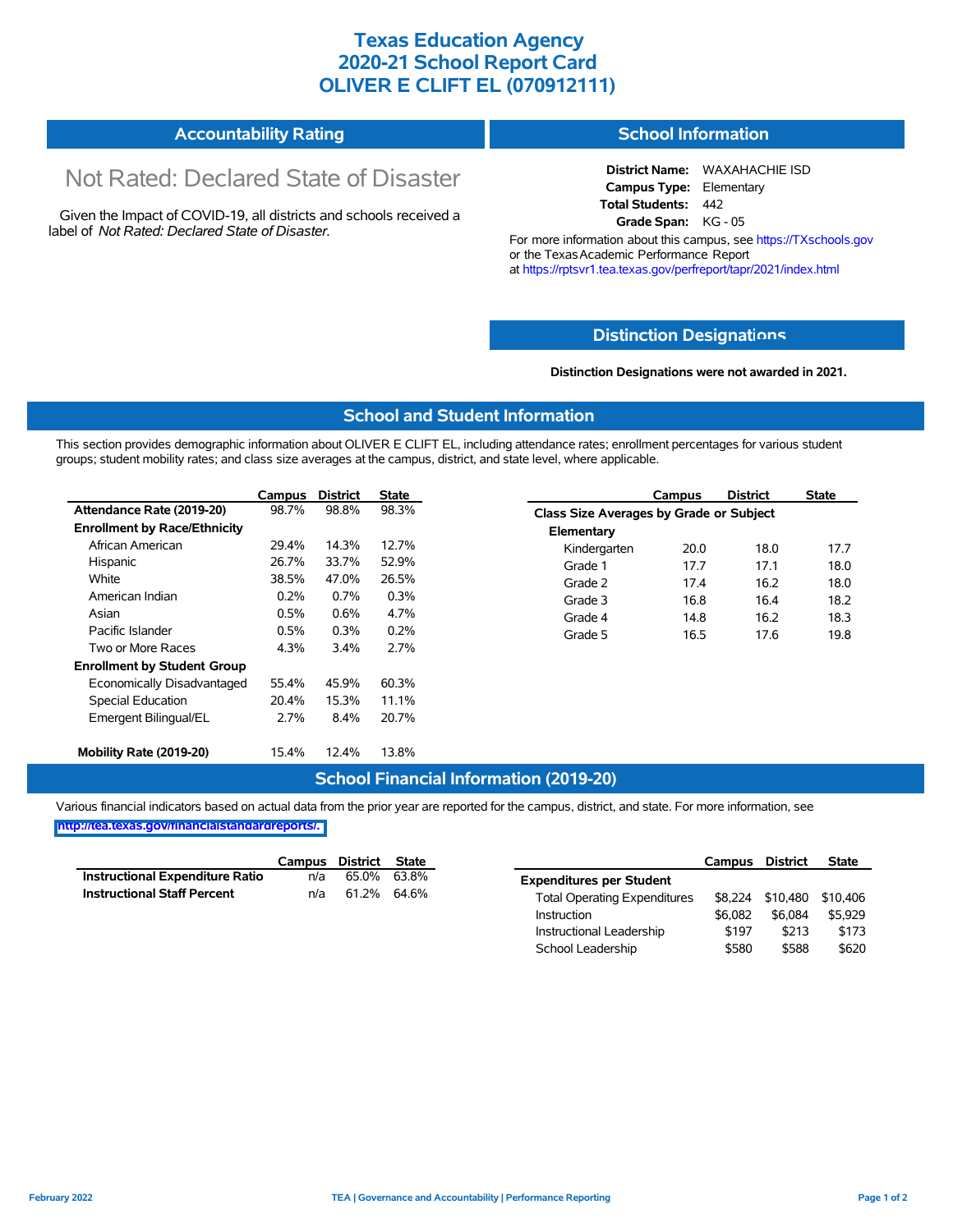# Texas Education Agency
# 2020-21 School Report Card
# OLIVER E CLIFT EL (070912111)

## Accountability Rating

Not Rated: Declared State of Disaster

Given the Impact of COVID-19, all districts and schools received a label of *Not Rated: Declared State of Disaster*.

## School Information

**District Name:** WAXAHACHIE ISD
**Campus Type:** Elementary
**Total Students:** 442
**Grade Span:** KG - 05

For more information about this campus, see https://TXschools.gov or the Texas Academic Performance Report at https://rptsvr1.tea.texas.gov/perfreport/tapr/2021/index.html

## Distinction Designations

**Distinction Designations were not awarded in 2021.**

## School and Student Information

This section provides demographic information about OLIVER E CLIFT EL, including attendance rates; enrollment percentages for various student groups; student mobility rates; and class size averages at the campus, district, and state level, where applicable.

| | Campus | District | State |
|---|---|---|---|
| **Attendance Rate (2019-20)** | 98.7% | 98.8% | 98.3% |
| **Enrollment by Race/Ethnicity** | | | |
| African American | 29.4% | 14.3% | 12.7% |
| Hispanic | 26.7% | 33.7% | 52.9% |
| White | 38.5% | 47.0% | 26.5% |
| American Indian | 0.2% | 0.7% | 0.3% |
| Asian | 0.5% | 0.6% | 4.7% |
| Pacific Islander | 0.5% | 0.3% | 0.2% |
| Two or More Races | 4.3% | 3.4% | 2.7% |
| **Enrollment by Student Group** | | | |
| Economically Disadvantaged | 55.4% | 45.9% | 60.3% |
| Special Education | 20.4% | 15.3% | 11.1% |
| Emergent Bilingual/EL | 2.7% | 8.4% | 20.7% |
| **Mobility Rate (2019-20)** | 15.4% | 12.4% | 13.8% |

| | Campus | District | State |
|---|---|---|---|
| **Class Size Averages by Grade or Subject** | | | |
| **Elementary** | | | |
| Kindergarten | 20.0 | 18.0 | 17.7 |
| Grade 1 | 17.7 | 17.1 | 18.0 |
| Grade 2 | 17.4 | 16.2 | 18.0 |
| Grade 3 | 16.8 | 16.4 | 18.2 |
| Grade 4 | 14.8 | 16.2 | 18.3 |
| Grade 5 | 16.5 | 17.6 | 19.8 |

## School Financial Information (2019-20)

Various financial indicators based on actual data from the prior year are reported for the campus, district, and state. For more information, see http://tea.texas.gov/financialstandardreports/.

| | Campus | District | State |
|---|---|---|---|
| **Instructional Expenditure Ratio** | n/a | 65.0% | 63.8% |
| **Instructional Staff Percent** | n/a | 61.2% | 64.6% |

| | Campus | District | State |
|---|---|---|---|
| **Expenditures per Student** | | | |
| Total Operating Expenditures | $8,224 | $10,480 | $10,406 |
| Instruction | $6,082 | $6,084 | $5,929 |
| Instructional Leadership | $197 | $213 | $173 |
| School Leadership | $580 | $588 | $620 |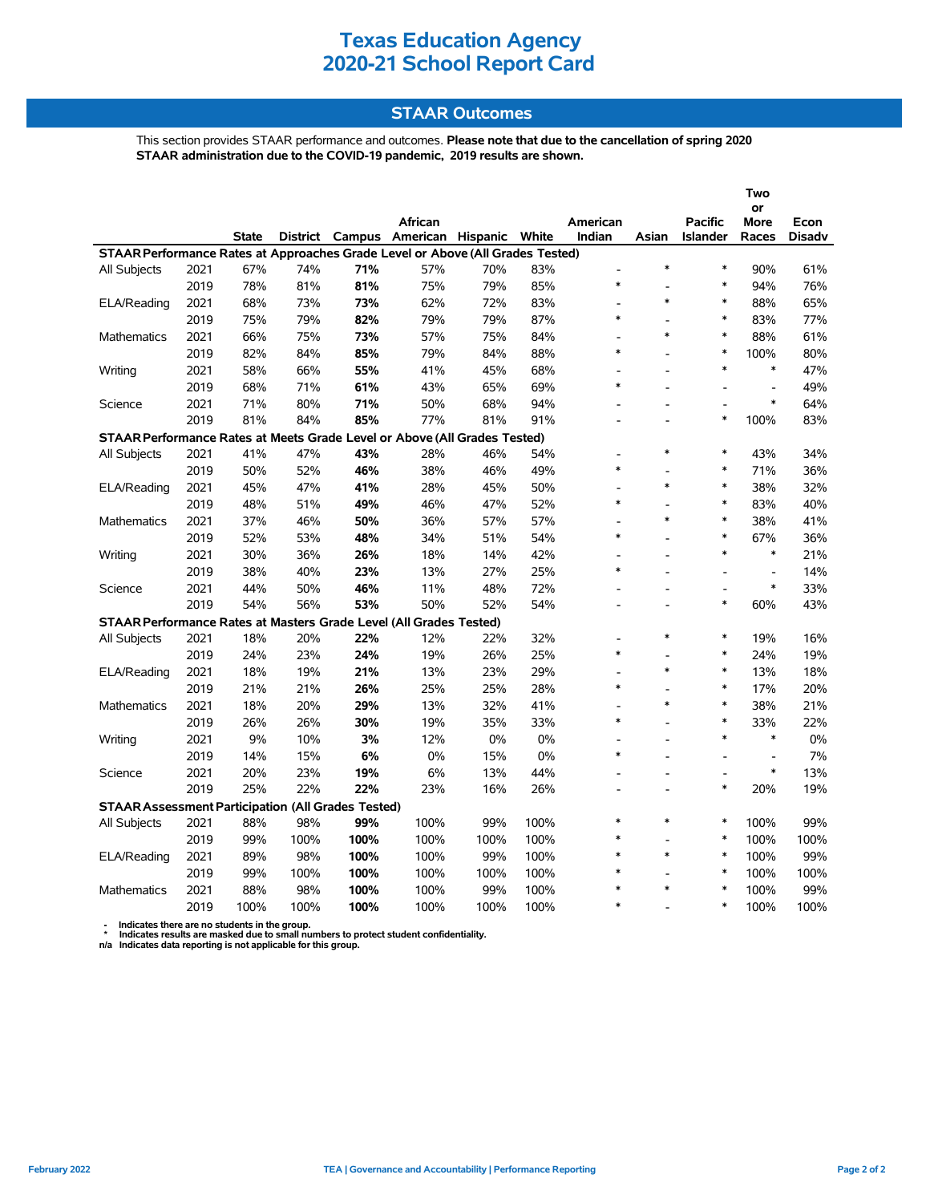# Texas Education Agency
# 2020-21 School Report Card

## STAAR Outcomes

This section provides STAAR performance and outcomes. **Please note that due to the cancellation of spring 2020 STAAR administration due to the COVID-19 pandemic, 2019 results are shown.**

| | | State | District | Campus | African American | Hispanic | White | American Indian | Asian | Pacific Islander | Two or More Races | Econ Disadv |
|---|---|---|---|---|---|---|---|---|---|---|---|---|
| **STAAR Performance Rates at Approaches Grade Level or Above (All Grades Tested)** | | | | | | | | | | | | |
| All Subjects | 2021 | 67% | 74% | **71%** | 57% | 70% | 83% | - | * | * | 90% | 61% |
| | 2019 | 78% | 81% | **81%** | 75% | 79% | 85% | * | - | * | 94% | 76% |
| ELA/Reading | 2021 | 68% | 73% | **73%** | 62% | 72% | 83% | - | * | * | 88% | 65% |
| | 2019 | 75% | 79% | **82%** | 79% | 79% | 87% | * | - | * | 83% | 77% |
| Mathematics | 2021 | 66% | 75% | **73%** | 57% | 75% | 84% | - | * | * | 88% | 61% |
| | 2019 | 82% | 84% | **85%** | 79% | 84% | 88% | * | - | * | 100% | 80% |
| Writing | 2021 | 58% | 66% | **55%** | 41% | 45% | 68% | - | - | * | * | 47% |
| | 2019 | 68% | 71% | **61%** | 43% | 65% | 69% | * | - | - | - | 49% |
| Science | 2021 | 71% | 80% | **71%** | 50% | 68% | 94% | - | - | - | * | 64% |
| | 2019 | 81% | 84% | **85%** | 77% | 81% | 91% | - | - | * | 100% | 83% |
| **STAAR Performance Rates at Meets Grade Level or Above (All Grades Tested)** | | | | | | | | | | | | |
| All Subjects | 2021 | 41% | 47% | **43%** | 28% | 46% | 54% | - | * | * | 43% | 34% |
| | 2019 | 50% | 52% | **46%** | 38% | 46% | 49% | * | - | * | 71% | 36% |
| ELA/Reading | 2021 | 45% | 47% | **41%** | 28% | 45% | 50% | - | * | * | 38% | 32% |
| | 2019 | 48% | 51% | **49%** | 46% | 47% | 52% | * | - | * | 83% | 40% |
| Mathematics | 2021 | 37% | 46% | **50%** | 36% | 57% | 57% | - | * | * | 38% | 41% |
| | 2019 | 52% | 53% | **48%** | 34% | 51% | 54% | * | - | * | 67% | 36% |
| Writing | 2021 | 30% | 36% | **26%** | 18% | 14% | 42% | - | - | * | * | 21% |
| | 2019 | 38% | 40% | **23%** | 13% | 27% | 25% | * | - | - | - | 14% |
| Science | 2021 | 44% | 50% | **46%** | 11% | 48% | 72% | - | - | - | * | 33% |
| | 2019 | 54% | 56% | **53%** | 50% | 52% | 54% | - | - | * | 60% | 43% |
| **STAAR Performance Rates at Masters Grade Level (All Grades Tested)** | | | | | | | | | | | | |
| All Subjects | 2021 | 18% | 20% | **22%** | 12% | 22% | 32% | - | * | * | 19% | 16% |
| | 2019 | 24% | 23% | **24%** | 19% | 26% | 25% | * | - | * | 24% | 19% |
| ELA/Reading | 2021 | 18% | 19% | **21%** | 13% | 23% | 29% | - | * | * | 13% | 18% |
| | 2019 | 21% | 21% | **26%** | 25% | 25% | 28% | * | - | * | 17% | 20% |
| Mathematics | 2021 | 18% | 20% | **29%** | 13% | 32% | 41% | - | * | * | 38% | 21% |
| | 2019 | 26% | 26% | **30%** | 19% | 35% | 33% | * | - | * | 33% | 22% |
| Writing | 2021 | 9% | 10% | **3%** | 12% | 0% | 0% | - | - | * | * | 0% |
| | 2019 | 14% | 15% | **6%** | 0% | 15% | 0% | * | - | - | - | 7% |
| Science | 2021 | 20% | 23% | **19%** | 6% | 13% | 44% | - | - | - | * | 13% |
| | 2019 | 25% | 22% | **22%** | 23% | 16% | 26% | - | - | * | 20% | 19% |
| **STAAR Assessment Participation (All Grades Tested)** | | | | | | | | | | | | |
| All Subjects | 2021 | 88% | 98% | **99%** | 100% | 99% | 100% | * | * | * | 100% | 99% |
| | 2019 | 99% | 100% | **100%** | 100% | 100% | 100% | * | - | * | 100% | 100% |
| ELA/Reading | 2021 | 89% | 98% | **100%** | 100% | 99% | 100% | * | * | * | 100% | 99% |
| | 2019 | 99% | 100% | **100%** | 100% | 100% | 100% | * | - | * | 100% | 100% |
| Mathematics | 2021 | 88% | 98% | **100%** | 100% | 99% | 100% | * | * | * | 100% | 99% |
| | 2019 | 100% | 100% | **100%** | 100% | 100% | 100% | * | - | * | 100% | 100% |

**-** Indicates there are no students in the group.
**\*** Indicates results are masked due to small numbers to protect student confidentiality.
**n/a** Indicates data reporting is not applicable for this group.